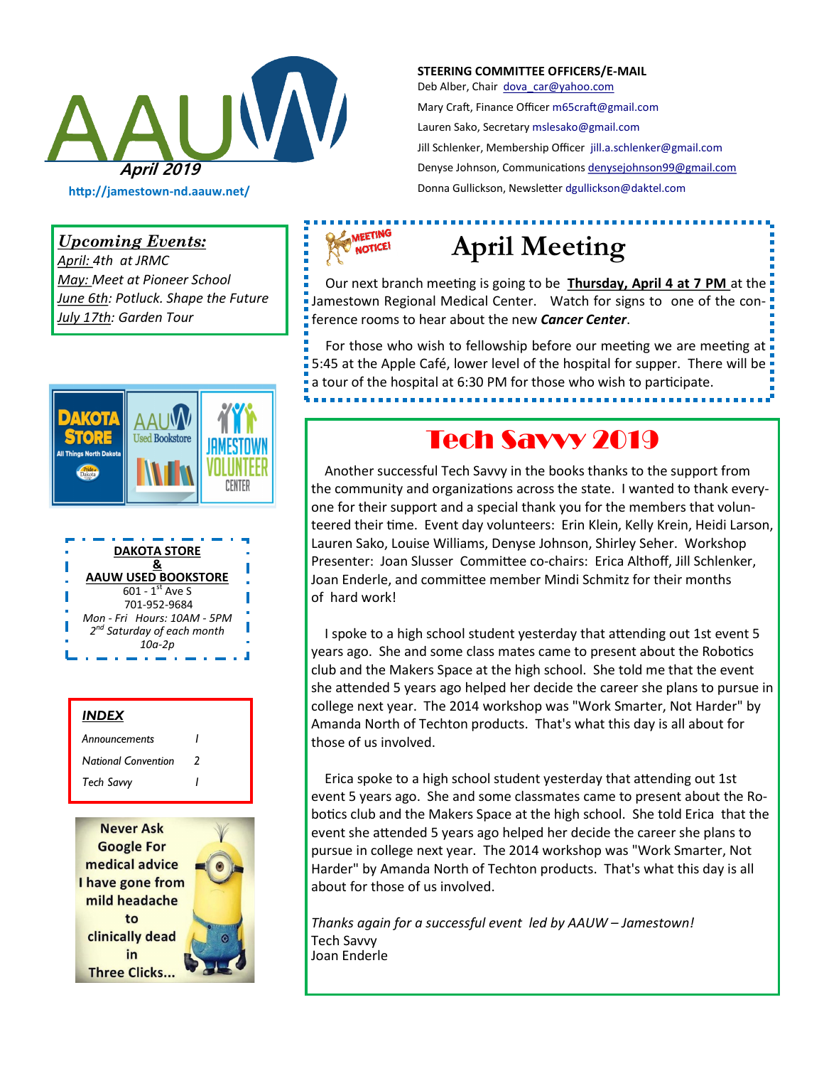# AAUW

**April 2019**

http://jamestown-nd.aauw.net/

**STEERING COMMITTEE OFFICERS/E-MAIL**

Deb Alber, Chair dova_car@yahoo.com

Mary Craft, Finance Officer m65craft@gmail.com

Lauren Sako, Secretary mslesako@gmail.com

Jill Schlenker, Membership Officer jill.a.schlenker@gmail.com

Denyse Johnson, Communications denysejohnson99@gmail.com

Donna Gullickson, Newsletter dgullickson@daktel.com

***Upcoming Events:***

*April: 4th at JRMC*

*May: Meet at Pioneer School*

*June 6th: Potluck. Shape the Future*

*July 17th: Garden Tour*

**DAKOTA STORE**
**&**
**AAUW USED BOOKSTORE**

601 - 1st Ave S

701-952-9684

*Mon - Fri Hours: 10AM - 5PM*

*2nd Saturday of each month*

*10a-2p*

***INDEX***

| | |
|---|---|
| *Announcements* | *1* |
| *National Convention* | *2* |
| *Tech Savvy* | *1* |

Never Ask Google For medical advice I have gone from mild headache to clinically dead in Three Clicks...

## April Meeting

Our next branch meeting is going to be **Thursday, April 4 at 7 PM** at the Jamestown Regional Medical Center. Watch for signs to one of the conference rooms to hear about the new ***Cancer Center***.

For those who wish to fellowship before our meeting we are meeting at 5:45 at the Apple Café, lower level of the hospital for supper. There will be a tour of the hospital at 6:30 PM for those who wish to participate.

## Tech Savvy 2019

Another successful Tech Savvy in the books thanks to the support from the community and organizations across the state. I wanted to thank everyone for their support and a special thank you for the members that volunteered their time. Event day volunteers: Erin Klein, Kelly Krein, Heidi Larson, Lauren Sako, Louise Williams, Denyse Johnson, Shirley Seher. Workshop Presenter: Joan Slusser Committee co-chairs: Erica Althoff, Jill Schlenker, Joan Enderle, and committee member Mindi Schmitz for their months of hard work!

I spoke to a high school student yesterday that attending out 1st event 5 years ago. She and some class mates came to present about the Robotics club and the Makers Space at the high school. She told me that the event she attended 5 years ago helped her decide the career she plans to pursue in college next year. The 2014 workshop was "Work Smarter, Not Harder" by Amanda North of Techton products. That's what this day is all about for those of us involved.

Erica spoke to a high school student yesterday that attending out 1st event 5 years ago. She and some classmates came to present about the Robotics club and the Makers Space at the high school. She told Erica that the event she attended 5 years ago helped her decide the career she plans to pursue in college next year. The 2014 workshop was "Work Smarter, Not Harder" by Amanda North of Techton products. That's what this day is all about for those of us involved.

*Thanks again for a successful event led by AAUW – Jamestown!*

Tech Savvy

Joan Enderle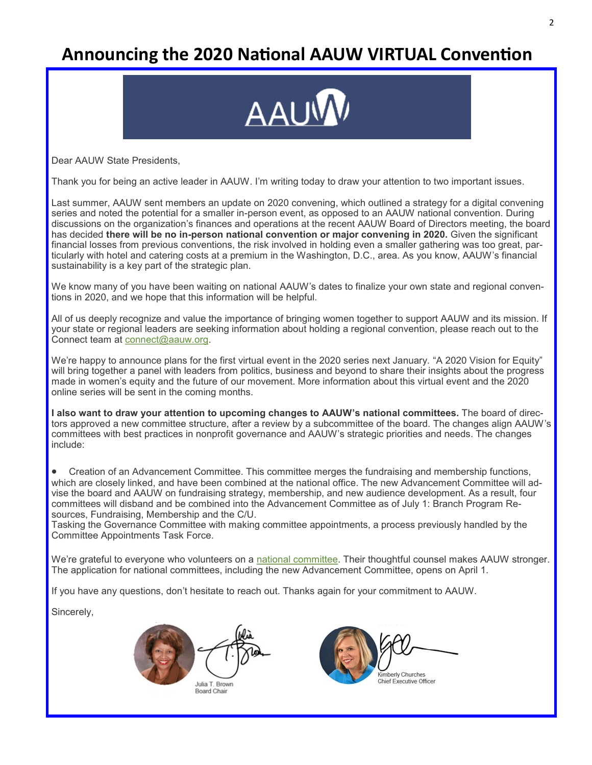# Announcing the 2020 National AAUW VIRTUAL Convention

Dear AAUW State Presidents,

Thank you for being an active leader in AAUW. I'm writing today to draw your attention to two important issues.

Last summer, AAUW sent members an update on 2020 convening, which outlined a strategy for a digital convening series and noted the potential for a smaller in-person event, as opposed to an AAUW national convention. During discussions on the organization's finances and operations at the recent AAUW Board of Directors meeting, the board has decided **there will be no in-person national convention or major convening in 2020.** Given the significant financial losses from previous conventions, the risk involved in holding even a smaller gathering was too great, particularly with hotel and catering costs at a premium in the Washington, D.C., area. As you know, AAUW's financial sustainability is a key part of the strategic plan.

We know many of you have been waiting on national AAUW's dates to finalize your own state and regional conventions in 2020, and we hope that this information will be helpful.

All of us deeply recognize and value the importance of bringing women together to support AAUW and its mission. If your state or regional leaders are seeking information about holding a regional convention, please reach out to the Connect team at connect@aauw.org.

We're happy to announce plans for the first virtual event in the 2020 series next January. "A 2020 Vision for Equity" will bring together a panel with leaders from politics, business and beyond to share their insights about the progress made in women's equity and the future of our movement. More information about this virtual event and the 2020 online series will be sent in the coming months.

**I also want to draw your attention to upcoming changes to AAUW's national committees.** The board of directors approved a new committee structure, after a review by a subcommittee of the board. The changes align AAUW's committees with best practices in nonprofit governance and AAUW's strategic priorities and needs. The changes include:

- Creation of an Advancement Committee. This committee merges the fundraising and membership functions, which are closely linked, and have been combined at the national office. The new Advancement Committee will advise the board and AAUW on fundraising strategy, membership, and new audience development. As a result, four committees will disband and be combined into the Advancement Committee as of July 1: Branch Program Resources, Fundraising, Membership and the C/U.
Tasking the Governance Committee with making committee appointments, a process previously handled by the Committee Appointments Task Force.

We're grateful to everyone who volunteers on a national committee. Their thoughtful counsel makes AAUW stronger. The application for national committees, including the new Advancement Committee, opens on April 1.

If you have any questions, don't hesitate to reach out. Thanks again for your commitment to AAUW.

Sincerely,

Julia T. Brown
Board Chair

Kimberly Churches
Chief Executive Officer